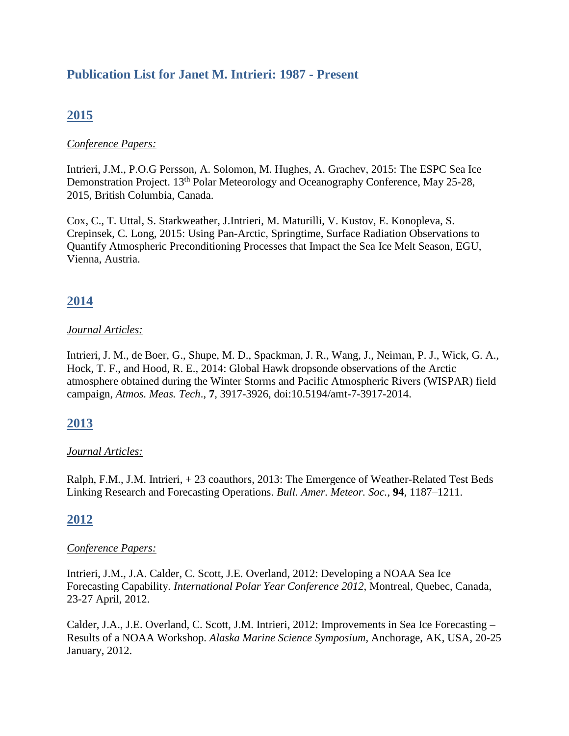# Publication List for Janet M. Intrieri: 1987 - Present

## 2015

*Conference Papers:*

Intrieri, J.M., P.O.G Persson, A. Solomon, M. Hughes, A. Grachev, 2015: The ESPC Sea Ice Demonstration Project. 13th Polar Meteorology and Oceanography Conference, May 25-28, 2015, British Columbia, Canada.

Cox, C., T. Uttal, S. Starkweather, J.Intrieri, M. Maturilli, V. Kustov, E. Konopleva, S. Crepinsek, C. Long, 2015: Using Pan-Arctic, Springtime, Surface Radiation Observations to Quantify Atmospheric Preconditioning Processes that Impact the Sea Ice Melt Season, EGU, Vienna, Austria.

## 2014

*Journal Articles:*

Intrieri, J. M., de Boer, G., Shupe, M. D., Spackman, J. R., Wang, J., Neiman, P. J., Wick, G. A., Hock, T. F., and Hood, R. E., 2014: Global Hawk dropsonde observations of the Arctic atmosphere obtained during the Winter Storms and Pacific Atmospheric Rivers (WISPAR) field campaign, *Atmos. Meas. Tech*., **7**, 3917-3926, doi:10.5194/amt-7-3917-2014.

## 2013

*Journal Articles:*

Ralph, F.M., J.M. Intrieri, + 23 coauthors, 2013: The Emergence of Weather-Related Test Beds Linking Research and Forecasting Operations. *Bull. Amer. Meteor. Soc.*, **94**, 1187–1211.

## 2012

*Conference Papers:*

Intrieri, J.M., J.A. Calder, C. Scott, J.E. Overland, 2012: Developing a NOAA Sea Ice Forecasting Capability. *International Polar Year Conference 2012*, Montreal, Quebec, Canada, 23-27 April, 2012.

Calder, J.A., J.E. Overland, C. Scott, J.M. Intrieri, 2012: Improvements in Sea Ice Forecasting – Results of a NOAA Workshop. *Alaska Marine Science Symposium*, Anchorage, AK, USA, 20-25 January, 2012.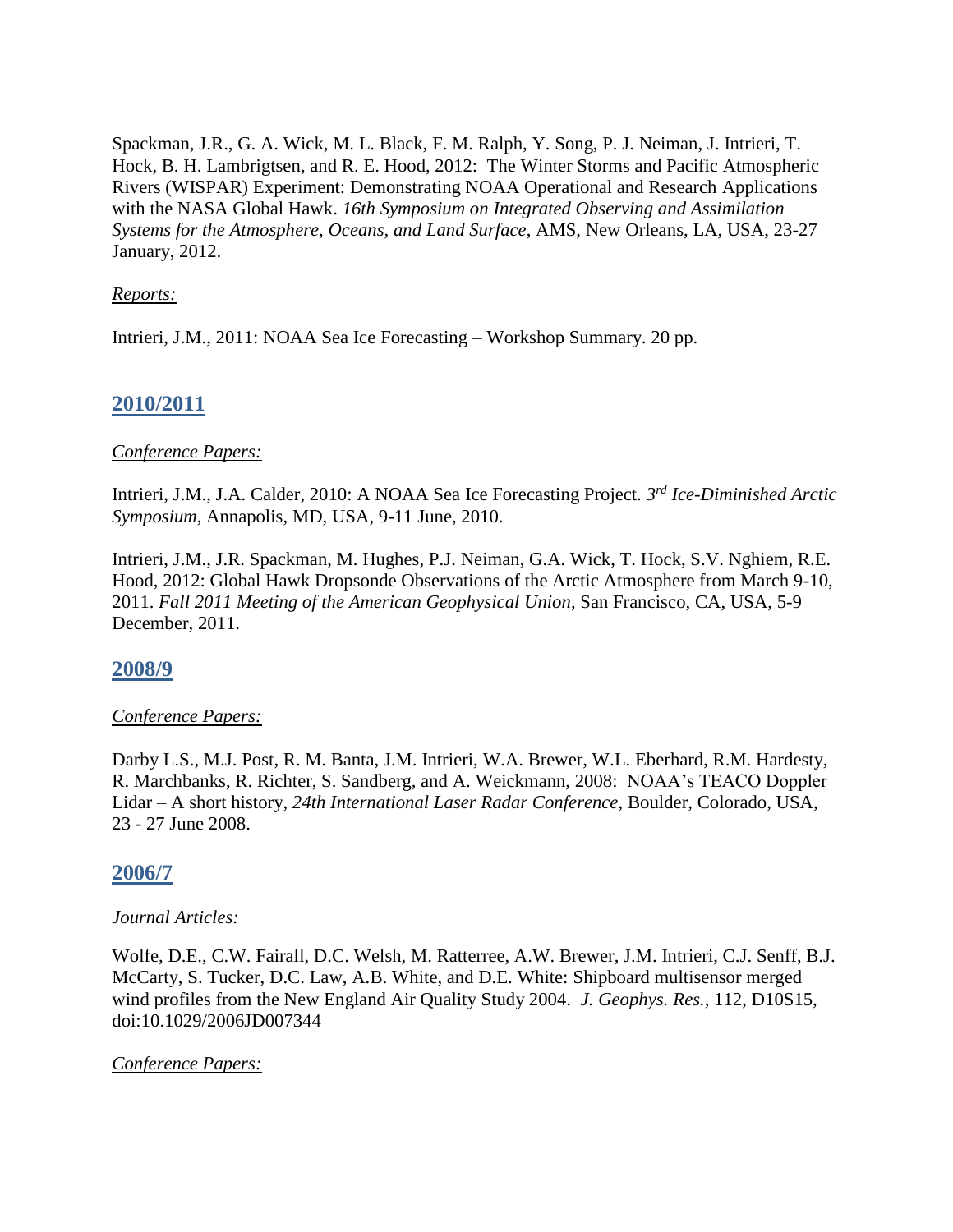Spackman, J.R., G. A. Wick, M. L. Black, F. M. Ralph, Y. Song, P. J. Neiman, J. Intrieri, T. Hock, B. H. Lambrigtsen, and R. E. Hood, 2012: The Winter Storms and Pacific Atmospheric Rivers (WISPAR) Experiment: Demonstrating NOAA Operational and Research Applications with the NASA Global Hawk. *16th Symposium on Integrated Observing and Assimilation Systems for the Atmosphere, Oceans, and Land Surface*, AMS, New Orleans, LA, USA, 23-27 January, 2012.

*Reports:*

Intrieri, J.M., 2011: NOAA Sea Ice Forecasting – Workshop Summary. 20 pp.

## 2010/2011

*Conference Papers:*

Intrieri, J.M., J.A. Calder, 2010: A NOAA Sea Ice Forecasting Project. *3rd Ice-Diminished Arctic Symposium*, Annapolis, MD, USA, 9-11 June, 2010.

Intrieri, J.M., J.R. Spackman, M. Hughes, P.J. Neiman, G.A. Wick, T. Hock, S.V. Nghiem, R.E. Hood, 2012: Global Hawk Dropsonde Observations of the Arctic Atmosphere from March 9-10, 2011. *Fall 2011 Meeting of the American Geophysical Union*, San Francisco, CA, USA, 5-9 December, 2011.

## 2008/9

*Conference Papers:*

Darby L.S., M.J. Post, R. M. Banta, J.M. Intrieri, W.A. Brewer, W.L. Eberhard, R.M. Hardesty, R. Marchbanks, R. Richter, S. Sandberg, and A. Weickmann, 2008: NOAA's TEACO Doppler Lidar – A short history, *24th International Laser Radar Conference*, Boulder, Colorado, USA, 23 - 27 June 2008.

## 2006/7

*Journal Articles:*

Wolfe, D.E., C.W. Fairall, D.C. Welsh, M. Ratterree, A.W. Brewer, J.M. Intrieri, C.J. Senff, B.J. McCarty, S. Tucker, D.C. Law, A.B. White, and D.E. White: Shipboard multisensor merged wind profiles from the New England Air Quality Study 2004. *J. Geophys. Res.*, 112, D10S15, doi:10.1029/2006JD007344

*Conference Papers:*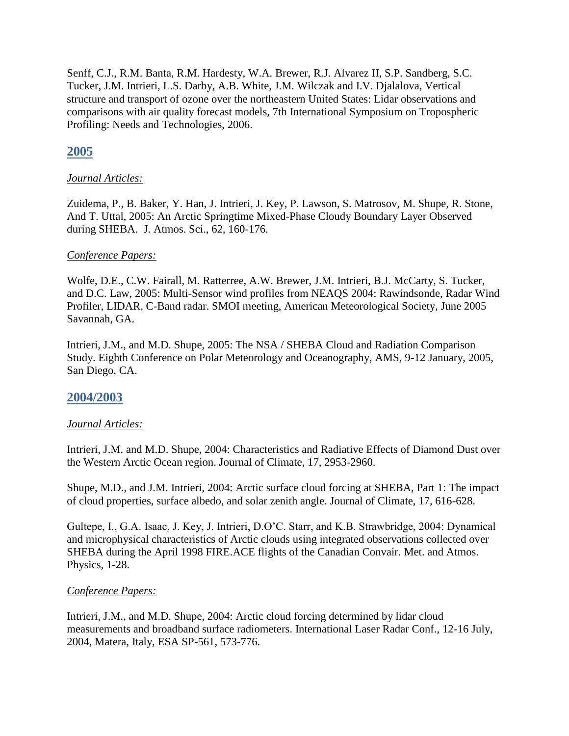Senff, C.J., R.M. Banta, R.M. Hardesty, W.A. Brewer, R.J. Alvarez II, S.P. Sandberg, S.C. Tucker, J.M. Intrieri, L.S. Darby, A.B. White, J.M. Wilczak and I.V. Djalalova, Vertical structure and transport of ozone over the northeastern United States: Lidar observations and comparisons with air quality forecast models, 7th International Symposium on Tropospheric Profiling: Needs and Technologies, 2006.

## 2005

*Journal Articles:*

Zuidema, P., B. Baker, Y. Han, J. Intrieri, J. Key, P. Lawson, S. Matrosov, M. Shupe, R. Stone, And T. Uttal, 2005: An Arctic Springtime Mixed-Phase Cloudy Boundary Layer Observed during SHEBA. J. Atmos. Sci., 62, 160-176.

*Conference Papers:*

Wolfe, D.E., C.W. Fairall, M. Ratterree, A.W. Brewer, J.M. Intrieri, B.J. McCarty, S. Tucker, and D.C. Law, 2005: Multi-Sensor wind profiles from NEAQS 2004: Rawindsonde, Radar Wind Profiler, LIDAR, C-Band radar. SMOI meeting, American Meteorological Society, June 2005 Savannah, GA.

Intrieri, J.M., and M.D. Shupe, 2005: The NSA / SHEBA Cloud and Radiation Comparison Study. Eighth Conference on Polar Meteorology and Oceanography, AMS, 9-12 January, 2005, San Diego, CA.

## 2004/2003

*Journal Articles:*

Intrieri, J.M. and M.D. Shupe, 2004: Characteristics and Radiative Effects of Diamond Dust over the Western Arctic Ocean region. Journal of Climate, 17, 2953-2960.

Shupe, M.D., and J.M. Intrieri, 2004: Arctic surface cloud forcing at SHEBA, Part 1: The impact of cloud properties, surface albedo, and solar zenith angle. Journal of Climate, 17, 616-628.

Gultepe, I., G.A. Isaac, J. Key, J. Intrieri, D.O'C. Starr, and K.B. Strawbridge, 2004: Dynamical and microphysical characteristics of Arctic clouds using integrated observations collected over SHEBA during the April 1998 FIRE.ACE flights of the Canadian Convair. Met. and Atmos. Physics, 1-28.

*Conference Papers:*

Intrieri, J.M., and M.D. Shupe, 2004: Arctic cloud forcing determined by lidar cloud measurements and broadband surface radiometers. International Laser Radar Conf., 12-16 July, 2004, Matera, Italy, ESA SP-561, 573-776.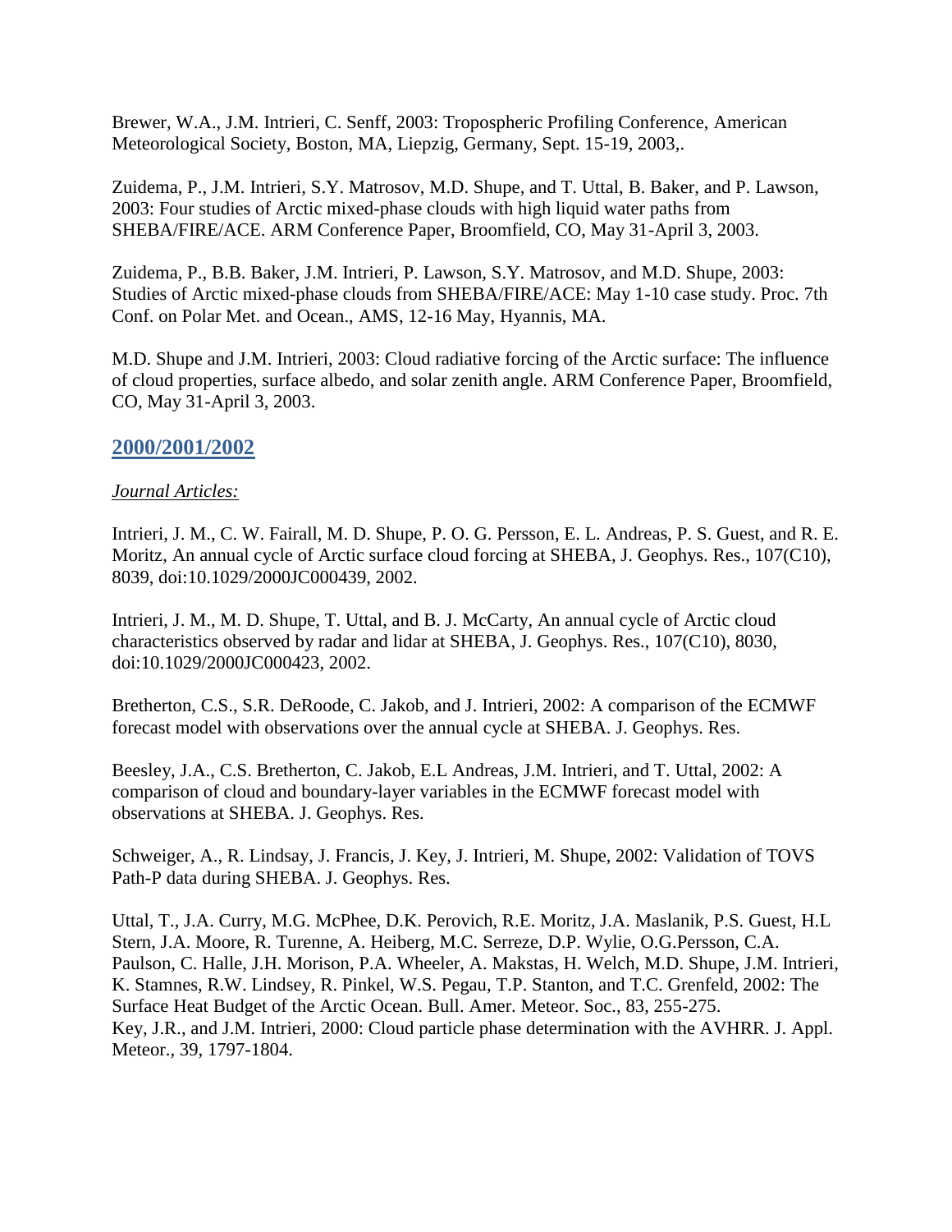Brewer, W.A., J.M. Intrieri, C. Senff, 2003: Tropospheric Profiling Conference, American Meteorological Society, Boston, MA, Liepzig, Germany, Sept. 15-19, 2003,.

Zuidema, P., J.M. Intrieri, S.Y. Matrosov, M.D. Shupe, and T. Uttal, B. Baker, and P. Lawson, 2003: Four studies of Arctic mixed-phase clouds with high liquid water paths from SHEBA/FIRE/ACE. ARM Conference Paper, Broomfield, CO, May 31-April 3, 2003.

Zuidema, P., B.B. Baker, J.M. Intrieri, P. Lawson, S.Y. Matrosov, and M.D. Shupe, 2003: Studies of Arctic mixed-phase clouds from SHEBA/FIRE/ACE: May 1-10 case study. Proc. 7th Conf. on Polar Met. and Ocean., AMS, 12-16 May, Hyannis, MA.

M.D. Shupe and J.M. Intrieri, 2003: Cloud radiative forcing of the Arctic surface: The influence of cloud properties, surface albedo, and solar zenith angle. ARM Conference Paper, Broomfield, CO, May 31-April 3, 2003.

## 2000/2001/2002

*Journal Articles:*

Intrieri, J. M., C. W. Fairall, M. D. Shupe, P. O. G. Persson, E. L. Andreas, P. S. Guest, and R. E. Moritz, An annual cycle of Arctic surface cloud forcing at SHEBA, J. Geophys. Res., 107(C10), 8039, doi:10.1029/2000JC000439, 2002.

Intrieri, J. M., M. D. Shupe, T. Uttal, and B. J. McCarty, An annual cycle of Arctic cloud characteristics observed by radar and lidar at SHEBA, J. Geophys. Res., 107(C10), 8030, doi:10.1029/2000JC000423, 2002.

Bretherton, C.S., S.R. DeRoode, C. Jakob, and J. Intrieri, 2002: A comparison of the ECMWF forecast model with observations over the annual cycle at SHEBA. J. Geophys. Res.

Beesley, J.A., C.S. Bretherton, C. Jakob, E.L Andreas, J.M. Intrieri, and T. Uttal, 2002: A comparison of cloud and boundary-layer variables in the ECMWF forecast model with observations at SHEBA. J. Geophys. Res.

Schweiger, A., R. Lindsay, J. Francis, J. Key, J. Intrieri, M. Shupe, 2002: Validation of TOVS Path-P data during SHEBA. J. Geophys. Res.

Uttal, T., J.A. Curry, M.G. McPhee, D.K. Perovich, R.E. Moritz, J.A. Maslanik, P.S. Guest, H.L Stern, J.A. Moore, R. Turenne, A. Heiberg, M.C. Serreze, D.P. Wylie, O.G.Persson, C.A. Paulson, C. Halle, J.H. Morison, P.A. Wheeler, A. Makstas, H. Welch, M.D. Shupe, J.M. Intrieri, K. Stamnes, R.W. Lindsey, R. Pinkel, W.S. Pegau, T.P. Stanton, and T.C. Grenfeld, 2002: The Surface Heat Budget of the Arctic Ocean. Bull. Amer. Meteor. Soc., 83, 255-275.

Key, J.R., and J.M. Intrieri, 2000: Cloud particle phase determination with the AVHRR. J. Appl. Meteor., 39, 1797-1804.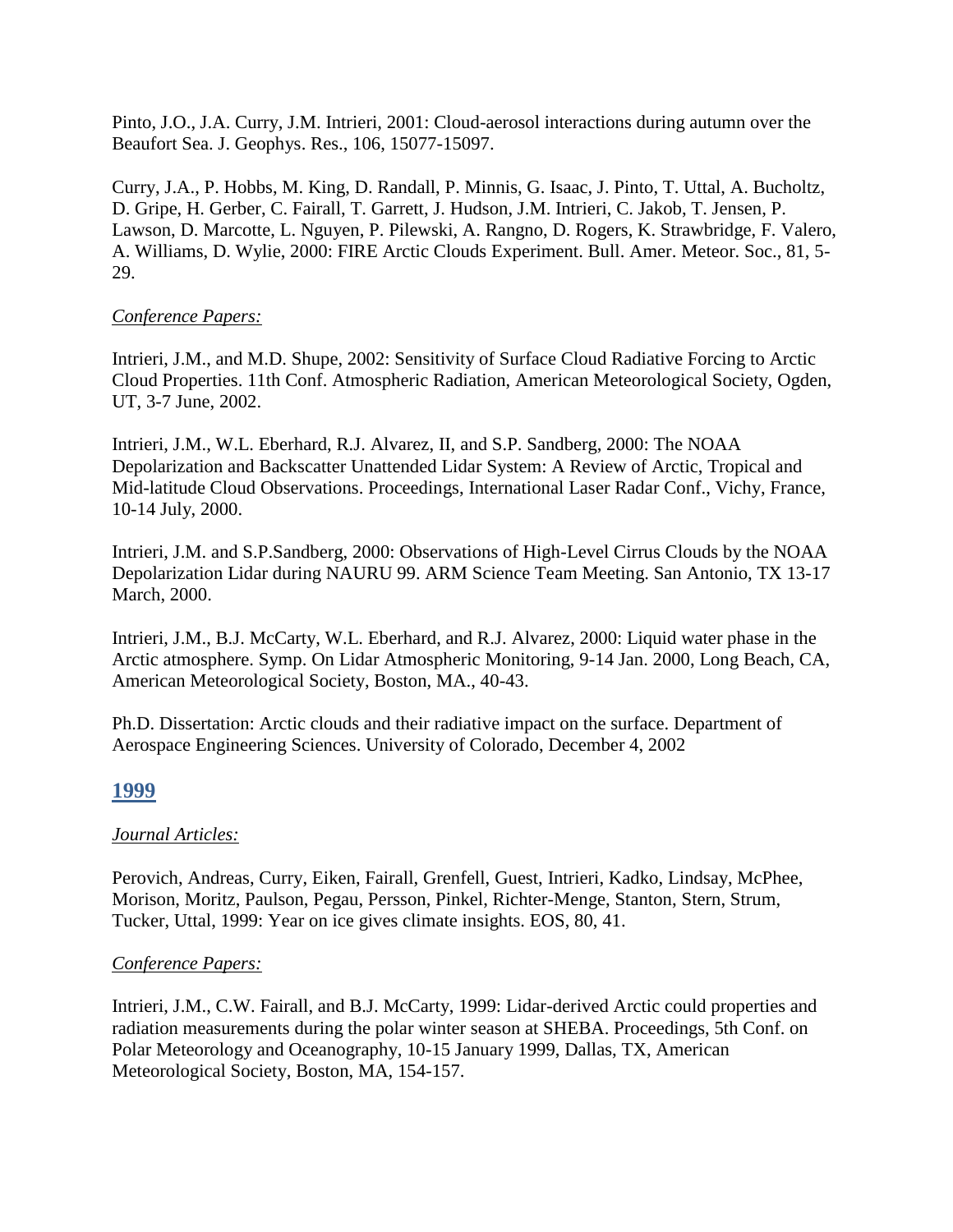Pinto, J.O., J.A. Curry, J.M. Intrieri, 2001: Cloud-aerosol interactions during autumn over the Beaufort Sea. J. Geophys. Res., 106, 15077-15097.

Curry, J.A., P. Hobbs, M. King, D. Randall, P. Minnis, G. Isaac, J. Pinto, T. Uttal, A. Bucholtz, D. Gripe, H. Gerber, C. Fairall, T. Garrett, J. Hudson, J.M. Intrieri, C. Jakob, T. Jensen, P. Lawson, D. Marcotte, L. Nguyen, P. Pilewski, A. Rangno, D. Rogers, K. Strawbridge, F. Valero, A. Williams, D. Wylie, 2000: FIRE Arctic Clouds Experiment. Bull. Amer. Meteor. Soc., 81, 5-29.

*Conference Papers:*

Intrieri, J.M., and M.D. Shupe, 2002: Sensitivity of Surface Cloud Radiative Forcing to Arctic Cloud Properties. 11th Conf. Atmospheric Radiation, American Meteorological Society, Ogden, UT, 3-7 June, 2002.

Intrieri, J.M., W.L. Eberhard, R.J. Alvarez, II, and S.P. Sandberg, 2000: The NOAA Depolarization and Backscatter Unattended Lidar System: A Review of Arctic, Tropical and Mid-latitude Cloud Observations. Proceedings, International Laser Radar Conf., Vichy, France, 10-14 July, 2000.

Intrieri, J.M. and S.P.Sandberg, 2000: Observations of High-Level Cirrus Clouds by the NOAA Depolarization Lidar during NAURU 99. ARM Science Team Meeting. San Antonio, TX 13-17 March, 2000.

Intrieri, J.M., B.J. McCarty, W.L. Eberhard, and R.J. Alvarez, 2000: Liquid water phase in the Arctic atmosphere. Symp. On Lidar Atmospheric Monitoring, 9-14 Jan. 2000, Long Beach, CA, American Meteorological Society, Boston, MA., 40-43.

Ph.D. Dissertation: Arctic clouds and their radiative impact on the surface. Department of Aerospace Engineering Sciences. University of Colorado, December 4, 2002

## 1999

*Journal Articles:*

Perovich, Andreas, Curry, Eiken, Fairall, Grenfell, Guest, Intrieri, Kadko, Lindsay, McPhee, Morison, Moritz, Paulson, Pegau, Persson, Pinkel, Richter-Menge, Stanton, Stern, Strum, Tucker, Uttal, 1999: Year on ice gives climate insights. EOS, 80, 41.

*Conference Papers:*

Intrieri, J.M., C.W. Fairall, and B.J. McCarty, 1999: Lidar-derived Arctic could properties and radiation measurements during the polar winter season at SHEBA. Proceedings, 5th Conf. on Polar Meteorology and Oceanography, 10-15 January 1999, Dallas, TX, American Meteorological Society, Boston, MA, 154-157.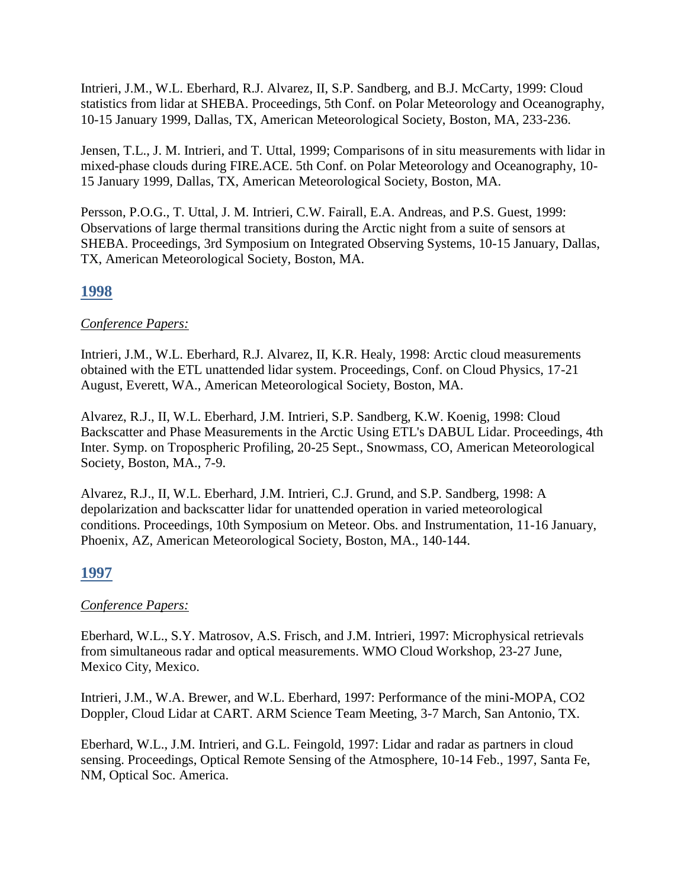Intrieri, J.M., W.L. Eberhard, R.J. Alvarez, II, S.P. Sandberg, and B.J. McCarty, 1999: Cloud statistics from lidar at SHEBA. Proceedings, 5th Conf. on Polar Meteorology and Oceanography, 10-15 January 1999, Dallas, TX, American Meteorological Society, Boston, MA, 233-236.

Jensen, T.L., J. M. Intrieri, and T. Uttal, 1999; Comparisons of in situ measurements with lidar in mixed-phase clouds during FIRE.ACE. 5th Conf. on Polar Meteorology and Oceanography, 10-15 January 1999, Dallas, TX, American Meteorological Society, Boston, MA.

Persson, P.O.G., T. Uttal, J. M. Intrieri, C.W. Fairall, E.A. Andreas, and P.S. Guest, 1999: Observations of large thermal transitions during the Arctic night from a suite of sensors at SHEBA. Proceedings, 3rd Symposium on Integrated Observing Systems, 10-15 January, Dallas, TX, American Meteorological Society, Boston, MA.

## 1998

*Conference Papers:*

Intrieri, J.M., W.L. Eberhard, R.J. Alvarez, II, K.R. Healy, 1998: Arctic cloud measurements obtained with the ETL unattended lidar system. Proceedings, Conf. on Cloud Physics, 17-21 August, Everett, WA., American Meteorological Society, Boston, MA.

Alvarez, R.J., II, W.L. Eberhard, J.M. Intrieri, S.P. Sandberg, K.W. Koenig, 1998: Cloud Backscatter and Phase Measurements in the Arctic Using ETL's DABUL Lidar. Proceedings, 4th Inter. Symp. on Tropospheric Profiling, 20-25 Sept., Snowmass, CO, American Meteorological Society, Boston, MA., 7-9.

Alvarez, R.J., II, W.L. Eberhard, J.M. Intrieri, C.J. Grund, and S.P. Sandberg, 1998: A depolarization and backscatter lidar for unattended operation in varied meteorological conditions. Proceedings, 10th Symposium on Meteor. Obs. and Instrumentation, 11-16 January, Phoenix, AZ, American Meteorological Society, Boston, MA., 140-144.

## 1997

*Conference Papers:*

Eberhard, W.L., S.Y. Matrosov, A.S. Frisch, and J.M. Intrieri, 1997: Microphysical retrievals from simultaneous radar and optical measurements. WMO Cloud Workshop, 23-27 June, Mexico City, Mexico.

Intrieri, J.M., W.A. Brewer, and W.L. Eberhard, 1997: Performance of the mini-MOPA, CO2 Doppler, Cloud Lidar at CART. ARM Science Team Meeting, 3-7 March, San Antonio, TX.

Eberhard, W.L., J.M. Intrieri, and G.L. Feingold, 1997: Lidar and radar as partners in cloud sensing. Proceedings, Optical Remote Sensing of the Atmosphere, 10-14 Feb., 1997, Santa Fe, NM, Optical Soc. America.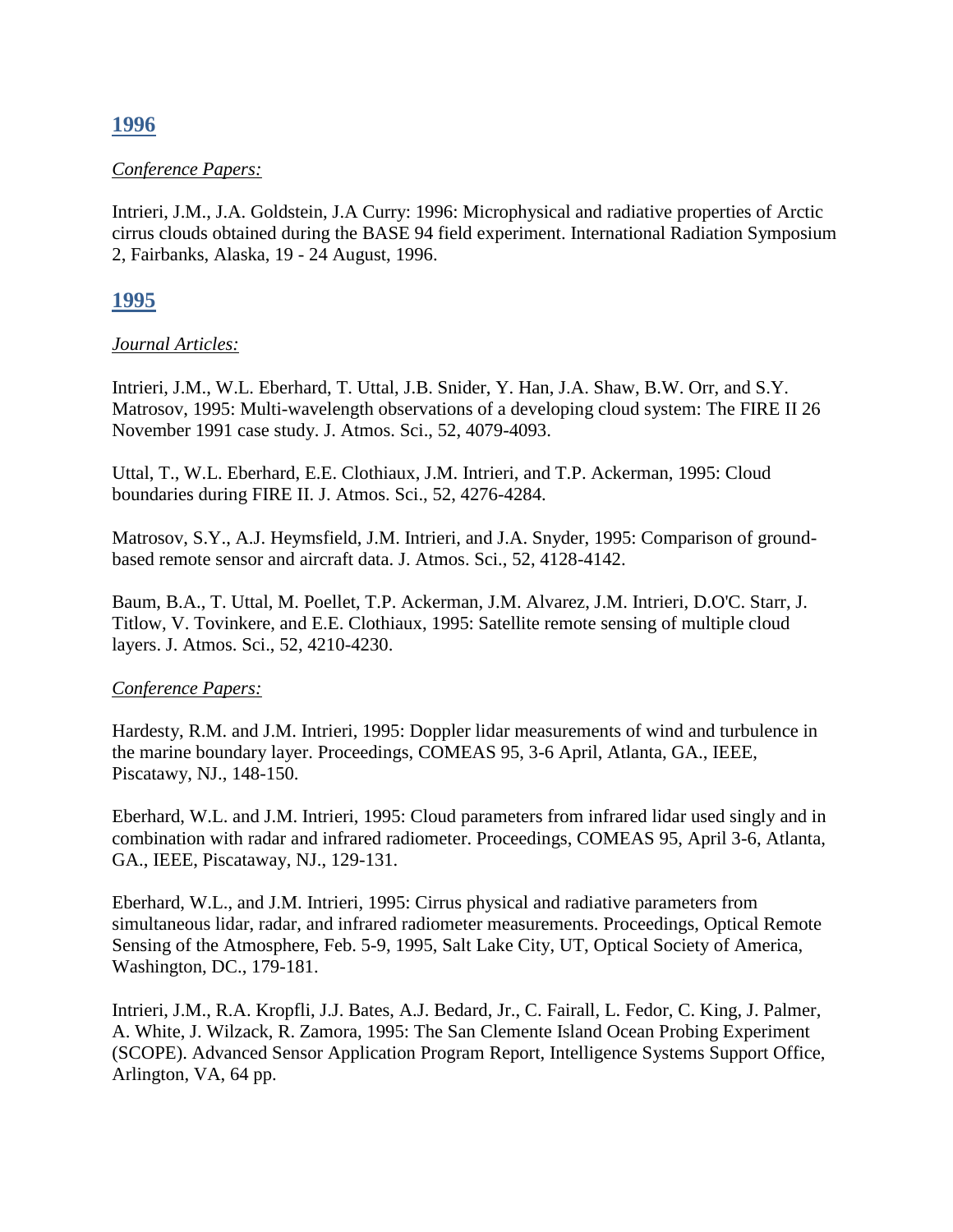## 1996

*Conference Papers:*

Intrieri, J.M., J.A. Goldstein, J.A Curry: 1996: Microphysical and radiative properties of Arctic cirrus clouds obtained during the BASE 94 field experiment. International Radiation Symposium 2, Fairbanks, Alaska, 19 - 24 August, 1996.

## 1995

*Journal Articles:*

Intrieri, J.M., W.L. Eberhard, T. Uttal, J.B. Snider, Y. Han, J.A. Shaw, B.W. Orr, and S.Y. Matrosov, 1995: Multi-wavelength observations of a developing cloud system: The FIRE II 26 November 1991 case study. J. Atmos. Sci., 52, 4079-4093.

Uttal, T., W.L. Eberhard, E.E. Clothiaux, J.M. Intrieri, and T.P. Ackerman, 1995: Cloud boundaries during FIRE II. J. Atmos. Sci., 52, 4276-4284.

Matrosov, S.Y., A.J. Heymsfield, J.M. Intrieri, and J.A. Snyder, 1995: Comparison of ground-based remote sensor and aircraft data. J. Atmos. Sci., 52, 4128-4142.

Baum, B.A., T. Uttal, M. Poellet, T.P. Ackerman, J.M. Alvarez, J.M. Intrieri, D.O'C. Starr, J. Titlow, V. Tovinkere, and E.E. Clothiaux, 1995: Satellite remote sensing of multiple cloud layers. J. Atmos. Sci., 52, 4210-4230.

*Conference Papers:*

Hardesty, R.M. and J.M. Intrieri, 1995: Doppler lidar measurements of wind and turbulence in the marine boundary layer. Proceedings, COMEAS 95, 3-6 April, Atlanta, GA., IEEE, Piscatawy, NJ., 148-150.

Eberhard, W.L. and J.M. Intrieri, 1995: Cloud parameters from infrared lidar used singly and in combination with radar and infrared radiometer. Proceedings, COMEAS 95, April 3-6, Atlanta, GA., IEEE, Piscataway, NJ., 129-131.

Eberhard, W.L., and J.M. Intrieri, 1995: Cirrus physical and radiative parameters from simultaneous lidar, radar, and infrared radiometer measurements. Proceedings, Optical Remote Sensing of the Atmosphere, Feb. 5-9, 1995, Salt Lake City, UT, Optical Society of America, Washington, DC., 179-181.

Intrieri, J.M., R.A. Kropfli, J.J. Bates, A.J. Bedard, Jr., C. Fairall, L. Fedor, C. King, J. Palmer, A. White, J. Wilzack, R. Zamora, 1995: The San Clemente Island Ocean Probing Experiment (SCOPE). Advanced Sensor Application Program Report, Intelligence Systems Support Office, Arlington, VA, 64 pp.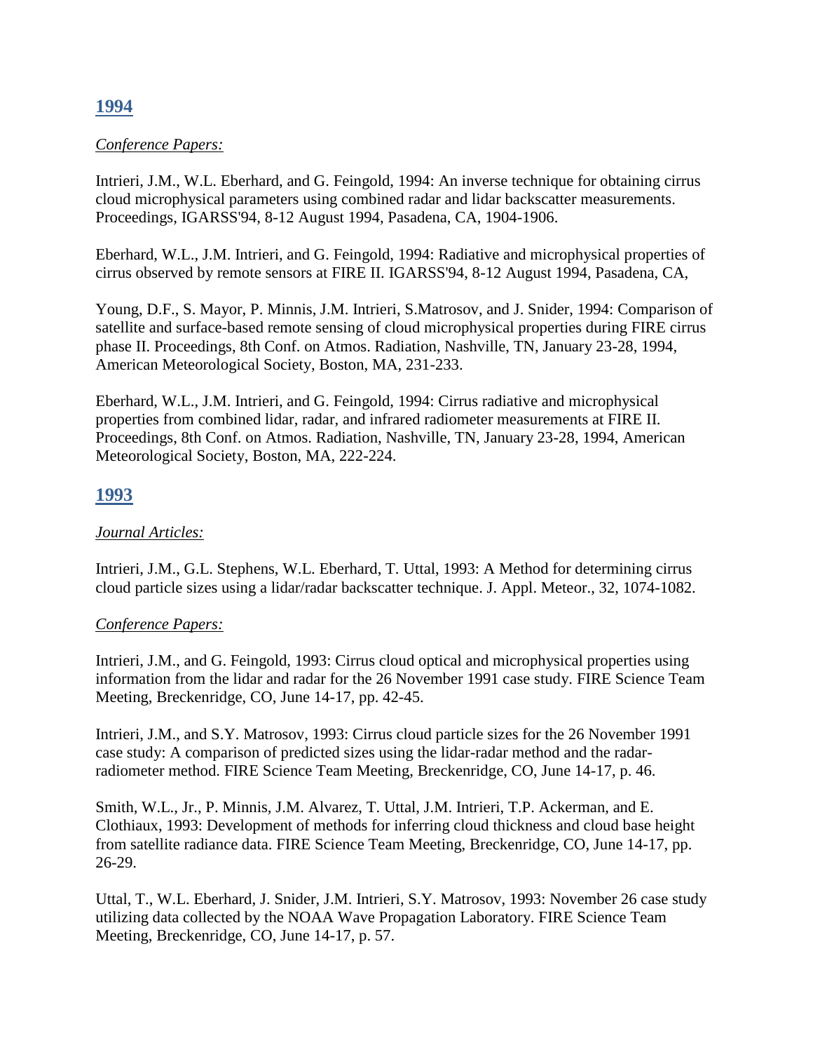## 1994

*Conference Papers:*

Intrieri, J.M., W.L. Eberhard, and G. Feingold, 1994: An inverse technique for obtaining cirrus cloud microphysical parameters using combined radar and lidar backscatter measurements. Proceedings, IGARSS'94, 8-12 August 1994, Pasadena, CA, 1904-1906.

Eberhard, W.L., J.M. Intrieri, and G. Feingold, 1994: Radiative and microphysical properties of cirrus observed by remote sensors at FIRE II. IGARSS'94, 8-12 August 1994, Pasadena, CA,

Young, D.F., S. Mayor, P. Minnis, J.M. Intrieri, S.Matrosov, and J. Snider, 1994: Comparison of satellite and surface-based remote sensing of cloud microphysical properties during FIRE cirrus phase II. Proceedings, 8th Conf. on Atmos. Radiation, Nashville, TN, January 23-28, 1994, American Meteorological Society, Boston, MA, 231-233.

Eberhard, W.L., J.M. Intrieri, and G. Feingold, 1994: Cirrus radiative and microphysical properties from combined lidar, radar, and infrared radiometer measurements at FIRE II. Proceedings, 8th Conf. on Atmos. Radiation, Nashville, TN, January 23-28, 1994, American Meteorological Society, Boston, MA, 222-224.

## 1993

*Journal Articles:*

Intrieri, J.M., G.L. Stephens, W.L. Eberhard, T. Uttal, 1993: A Method for determining cirrus cloud particle sizes using a lidar/radar backscatter technique. J. Appl. Meteor., 32, 1074-1082.

*Conference Papers:*

Intrieri, J.M., and G. Feingold, 1993: Cirrus cloud optical and microphysical properties using information from the lidar and radar for the 26 November 1991 case study. FIRE Science Team Meeting, Breckenridge, CO, June 14-17, pp. 42-45.

Intrieri, J.M., and S.Y. Matrosov, 1993: Cirrus cloud particle sizes for the 26 November 1991 case study: A comparison of predicted sizes using the lidar-radar method and the radar-radiometer method. FIRE Science Team Meeting, Breckenridge, CO, June 14-17, p. 46.

Smith, W.L., Jr., P. Minnis, J.M. Alvarez, T. Uttal, J.M. Intrieri, T.P. Ackerman, and E. Clothiaux, 1993: Development of methods for inferring cloud thickness and cloud base height from satellite radiance data. FIRE Science Team Meeting, Breckenridge, CO, June 14-17, pp. 26-29.

Uttal, T., W.L. Eberhard, J. Snider, J.M. Intrieri, S.Y. Matrosov, 1993: November 26 case study utilizing data collected by the NOAA Wave Propagation Laboratory. FIRE Science Team Meeting, Breckenridge, CO, June 14-17, p. 57.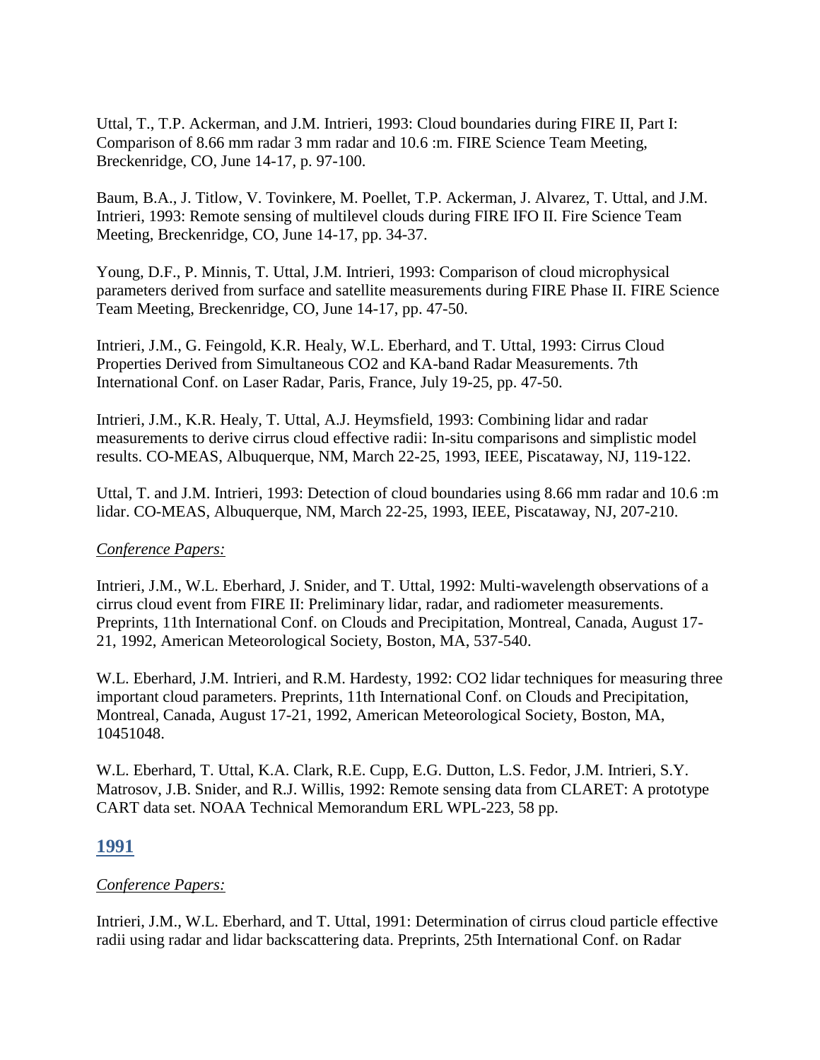Uttal, T., T.P. Ackerman, and J.M. Intrieri, 1993: Cloud boundaries during FIRE II, Part I: Comparison of 8.66 mm radar 3 mm radar and 10.6 :m. FIRE Science Team Meeting, Breckenridge, CO, June 14-17, p. 97-100.

Baum, B.A., J. Titlow, V. Tovinkere, M. Poellet, T.P. Ackerman, J. Alvarez, T. Uttal, and J.M. Intrieri, 1993: Remote sensing of multilevel clouds during FIRE IFO II. Fire Science Team Meeting, Breckenridge, CO, June 14-17, pp. 34-37.

Young, D.F., P. Minnis, T. Uttal, J.M. Intrieri, 1993: Comparison of cloud microphysical parameters derived from surface and satellite measurements during FIRE Phase II. FIRE Science Team Meeting, Breckenridge, CO, June 14-17, pp. 47-50.

Intrieri, J.M., G. Feingold, K.R. Healy, W.L. Eberhard, and T. Uttal, 1993: Cirrus Cloud Properties Derived from Simultaneous CO2 and KA-band Radar Measurements. 7th International Conf. on Laser Radar, Paris, France, July 19-25, pp. 47-50.

Intrieri, J.M., K.R. Healy, T. Uttal, A.J. Heymsfield, 1993: Combining lidar and radar measurements to derive cirrus cloud effective radii: In-situ comparisons and simplistic model results. CO-MEAS, Albuquerque, NM, March 22-25, 1993, IEEE, Piscataway, NJ, 119-122.

Uttal, T. and J.M. Intrieri, 1993: Detection of cloud boundaries using 8.66 mm radar and 10.6 :m lidar. CO-MEAS, Albuquerque, NM, March 22-25, 1993, IEEE, Piscataway, NJ, 207-210.

*Conference Papers:*

Intrieri, J.M., W.L. Eberhard, J. Snider, and T. Uttal, 1992: Multi-wavelength observations of a cirrus cloud event from FIRE II: Preliminary lidar, radar, and radiometer measurements. Preprints, 11th International Conf. on Clouds and Precipitation, Montreal, Canada, August 17-21, 1992, American Meteorological Society, Boston, MA, 537-540.

W.L. Eberhard, J.M. Intrieri, and R.M. Hardesty, 1992: CO2 lidar techniques for measuring three important cloud parameters. Preprints, 11th International Conf. on Clouds and Precipitation, Montreal, Canada, August 17-21, 1992, American Meteorological Society, Boston, MA, 10451048.

W.L. Eberhard, T. Uttal, K.A. Clark, R.E. Cupp, E.G. Dutton, L.S. Fedor, J.M. Intrieri, S.Y. Matrosov, J.B. Snider, and R.J. Willis, 1992: Remote sensing data from CLARET: A prototype CART data set. NOAA Technical Memorandum ERL WPL-223, 58 pp.

## 1991

*Conference Papers:*

Intrieri, J.M., W.L. Eberhard, and T. Uttal, 1991: Determination of cirrus cloud particle effective radii using radar and lidar backscattering data. Preprints, 25th International Conf. on Radar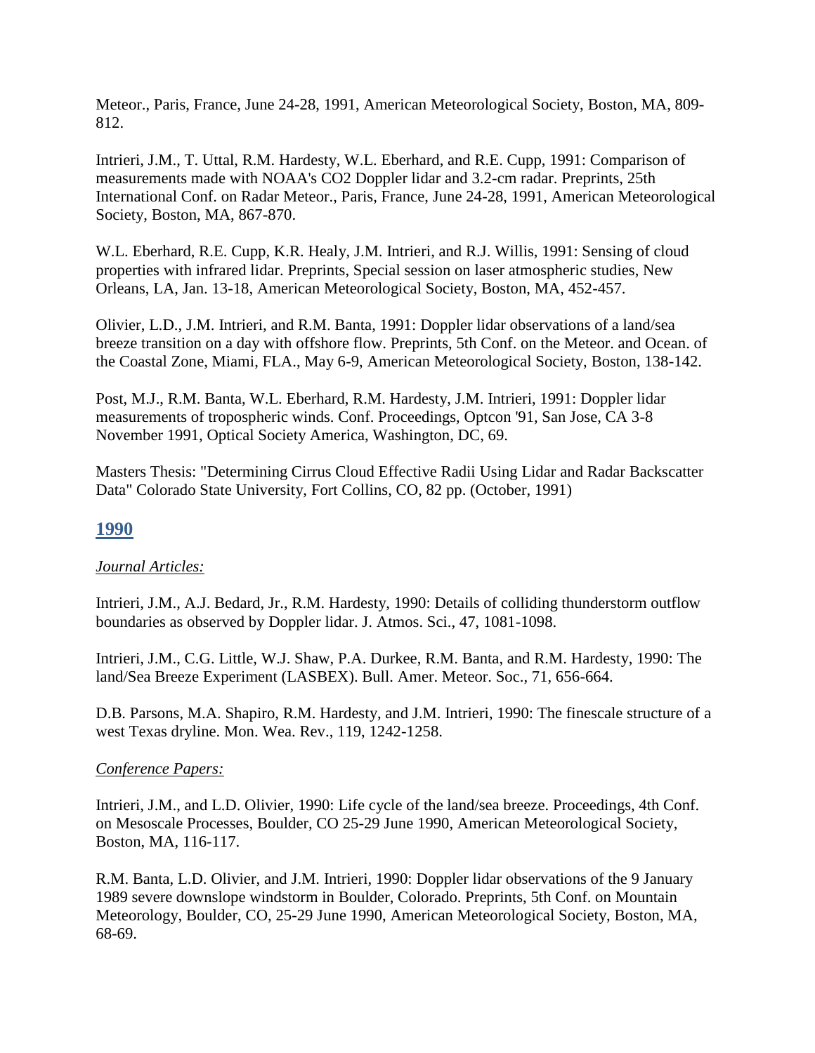Meteor., Paris, France, June 24-28, 1991, American Meteorological Society, Boston, MA, 809-812.

Intrieri, J.M., T. Uttal, R.M. Hardesty, W.L. Eberhard, and R.E. Cupp, 1991: Comparison of measurements made with NOAA's CO2 Doppler lidar and 3.2-cm radar. Preprints, 25th International Conf. on Radar Meteor., Paris, France, June 24-28, 1991, American Meteorological Society, Boston, MA, 867-870.

W.L. Eberhard, R.E. Cupp, K.R. Healy, J.M. Intrieri, and R.J. Willis, 1991: Sensing of cloud properties with infrared lidar. Preprints, Special session on laser atmospheric studies, New Orleans, LA, Jan. 13-18, American Meteorological Society, Boston, MA, 452-457.

Olivier, L.D., J.M. Intrieri, and R.M. Banta, 1991: Doppler lidar observations of a land/sea breeze transition on a day with offshore flow. Preprints, 5th Conf. on the Meteor. and Ocean. of the Coastal Zone, Miami, FLA., May 6-9, American Meteorological Society, Boston, 138-142.

Post, M.J., R.M. Banta, W.L. Eberhard, R.M. Hardesty, J.M. Intrieri, 1991: Doppler lidar measurements of tropospheric winds. Conf. Proceedings, Optcon '91, San Jose, CA 3-8 November 1991, Optical Society America, Washington, DC, 69.

Masters Thesis: "Determining Cirrus Cloud Effective Radii Using Lidar and Radar Backscatter Data" Colorado State University, Fort Collins, CO, 82 pp. (October, 1991)

## 1990

*Journal Articles:*

Intrieri, J.M., A.J. Bedard, Jr., R.M. Hardesty, 1990: Details of colliding thunderstorm outflow boundaries as observed by Doppler lidar. J. Atmos. Sci., 47, 1081-1098.

Intrieri, J.M., C.G. Little, W.J. Shaw, P.A. Durkee, R.M. Banta, and R.M. Hardesty, 1990: The land/Sea Breeze Experiment (LASBEX). Bull. Amer. Meteor. Soc., 71, 656-664.

D.B. Parsons, M.A. Shapiro, R.M. Hardesty, and J.M. Intrieri, 1990: The finescale structure of a west Texas dryline. Mon. Wea. Rev., 119, 1242-1258.

*Conference Papers:*

Intrieri, J.M., and L.D. Olivier, 1990: Life cycle of the land/sea breeze. Proceedings, 4th Conf. on Mesoscale Processes, Boulder, CO 25-29 June 1990, American Meteorological Society, Boston, MA, 116-117.

R.M. Banta, L.D. Olivier, and J.M. Intrieri, 1990: Doppler lidar observations of the 9 January 1989 severe downslope windstorm in Boulder, Colorado. Preprints, 5th Conf. on Mountain Meteorology, Boulder, CO, 25-29 June 1990, American Meteorological Society, Boston, MA, 68-69.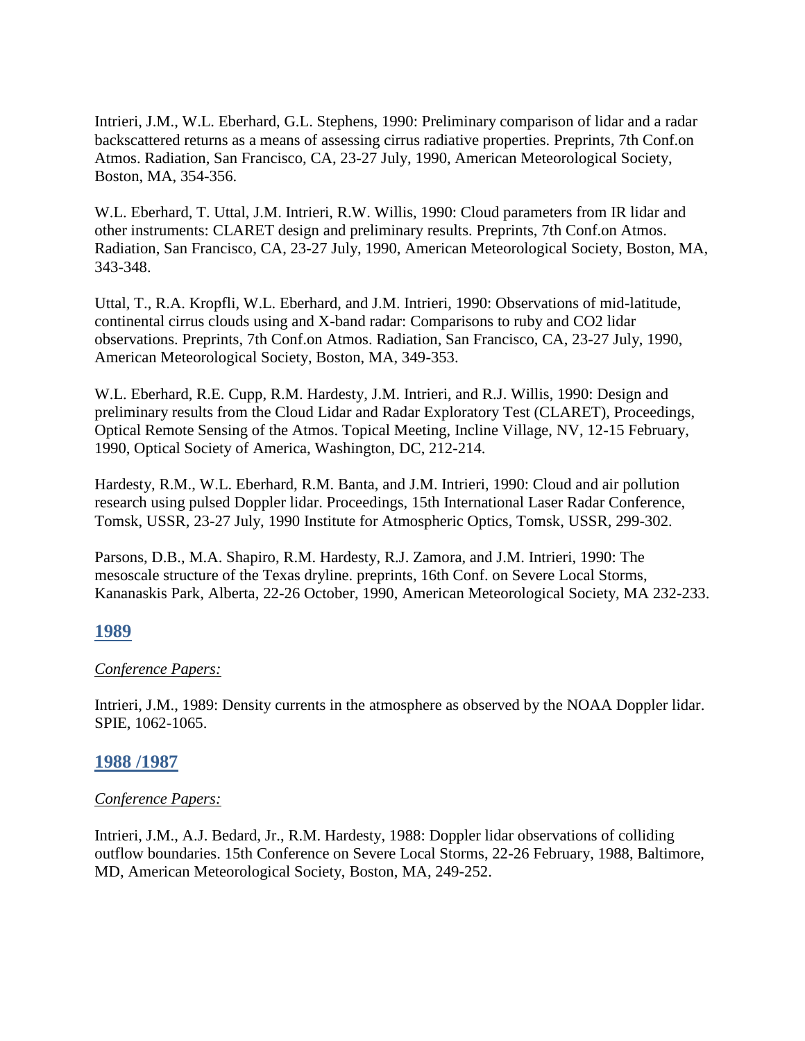Intrieri, J.M., W.L. Eberhard, G.L. Stephens, 1990: Preliminary comparison of lidar and a radar backscattered returns as a means of assessing cirrus radiative properties. Preprints, 7th Conf.on Atmos. Radiation, San Francisco, CA, 23-27 July, 1990, American Meteorological Society, Boston, MA, 354-356.

W.L. Eberhard, T. Uttal, J.M. Intrieri, R.W. Willis, 1990: Cloud parameters from IR lidar and other instruments: CLARET design and preliminary results. Preprints, 7th Conf.on Atmos. Radiation, San Francisco, CA, 23-27 July, 1990, American Meteorological Society, Boston, MA, 343-348.

Uttal, T., R.A. Kropfli, W.L. Eberhard, and J.M. Intrieri, 1990: Observations of mid-latitude, continental cirrus clouds using and X-band radar: Comparisons to ruby and CO2 lidar observations. Preprints, 7th Conf.on Atmos. Radiation, San Francisco, CA, 23-27 July, 1990, American Meteorological Society, Boston, MA, 349-353.

W.L. Eberhard, R.E. Cupp, R.M. Hardesty, J.M. Intrieri, and R.J. Willis, 1990: Design and preliminary results from the Cloud Lidar and Radar Exploratory Test (CLARET), Proceedings, Optical Remote Sensing of the Atmos. Topical Meeting, Incline Village, NV, 12-15 February, 1990, Optical Society of America, Washington, DC, 212-214.

Hardesty, R.M., W.L. Eberhard, R.M. Banta, and J.M. Intrieri, 1990: Cloud and air pollution research using pulsed Doppler lidar. Proceedings, 15th International Laser Radar Conference, Tomsk, USSR, 23-27 July, 1990 Institute for Atmospheric Optics, Tomsk, USSR, 299-302.

Parsons, D.B., M.A. Shapiro, R.M. Hardesty, R.J. Zamora, and J.M. Intrieri, 1990: The mesoscale structure of the Texas dryline. preprints, 16th Conf. on Severe Local Storms, Kananaskis Park, Alberta, 22-26 October, 1990, American Meteorological Society, MA 232-233.

## 1989

*Conference Papers:*

Intrieri, J.M., 1989: Density currents in the atmosphere as observed by the NOAA Doppler lidar. SPIE, 1062-1065.

## 1988 /1987

*Conference Papers:*

Intrieri, J.M., A.J. Bedard, Jr., R.M. Hardesty, 1988: Doppler lidar observations of colliding outflow boundaries. 15th Conference on Severe Local Storms, 22-26 February, 1988, Baltimore, MD, American Meteorological Society, Boston, MA, 249-252.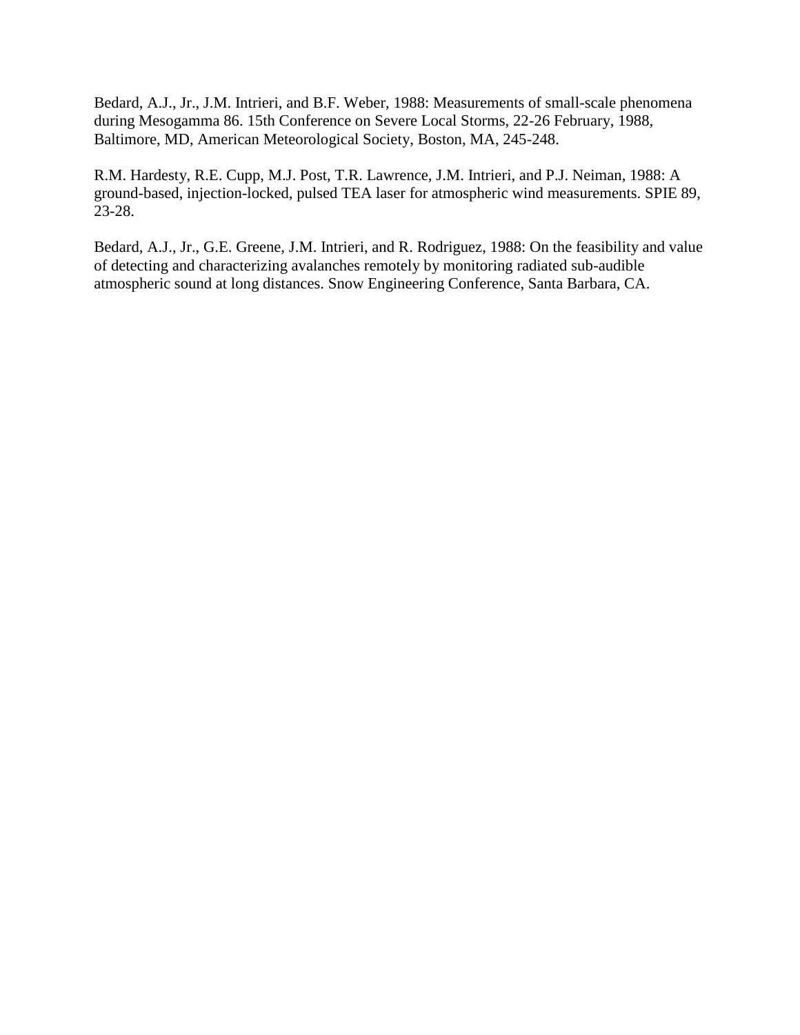Bedard, A.J., Jr., J.M. Intrieri, and B.F. Weber, 1988: Measurements of small-scale phenomena during Mesogamma 86. 15th Conference on Severe Local Storms, 22-26 February, 1988, Baltimore, MD, American Meteorological Society, Boston, MA, 245-248.

R.M. Hardesty, R.E. Cupp, M.J. Post, T.R. Lawrence, J.M. Intrieri, and P.J. Neiman, 1988: A ground-based, injection-locked, pulsed TEA laser for atmospheric wind measurements. SPIE 89, 23-28.

Bedard, A.J., Jr., G.E. Greene, J.M. Intrieri, and R. Rodriguez, 1988: On the feasibility and value of detecting and characterizing avalanches remotely by monitoring radiated sub-audible atmospheric sound at long distances. Snow Engineering Conference, Santa Barbara, CA.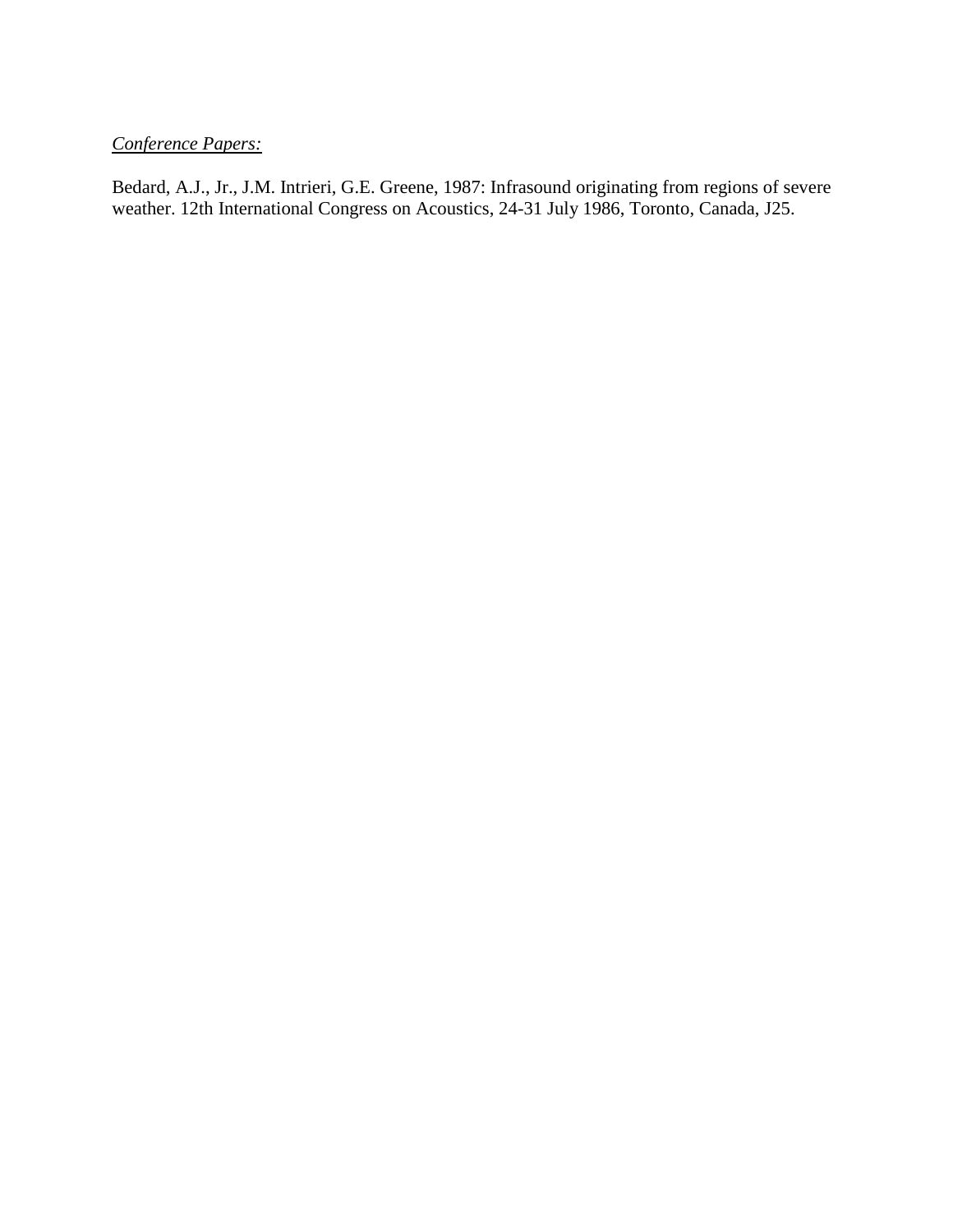*Conference Papers:*

Bedard, A.J., Jr., J.M. Intrieri, G.E. Greene, 1987: Infrasound originating from regions of severe weather. 12th International Congress on Acoustics, 24-31 July 1986, Toronto, Canada, J25.